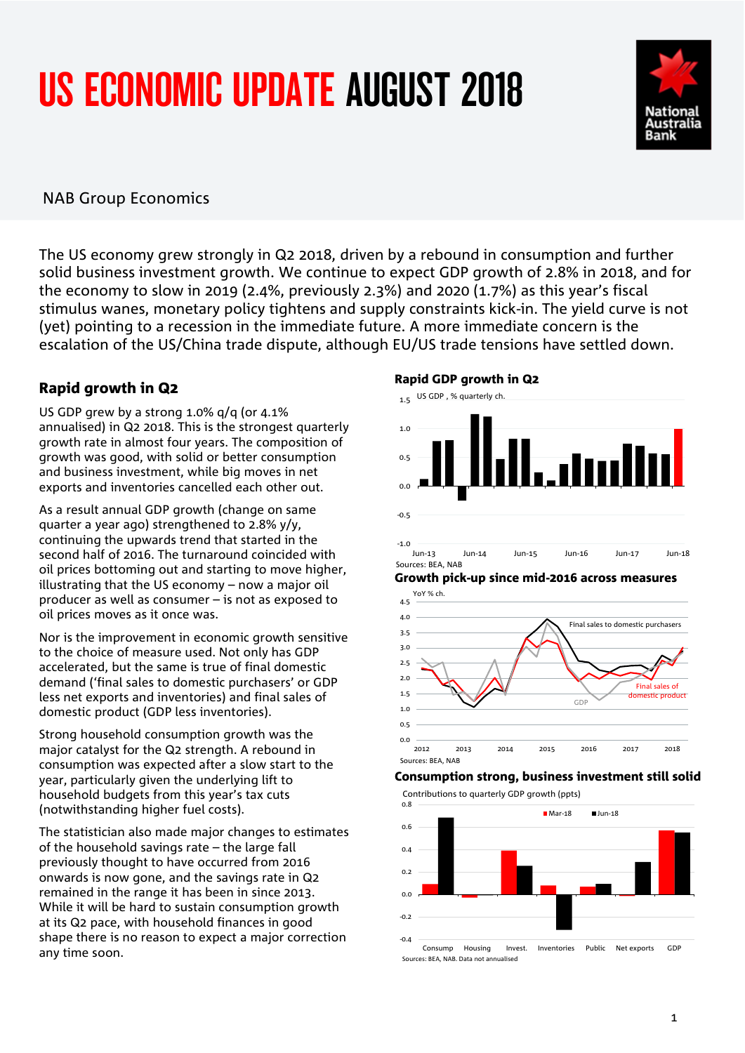# US ECONOMIC UPDATE AUGUST 2018

NAB Group Economics

The US economy grew strongly in Q2 2018, driven by a rebound in consumption and further solid business investment growth. We continue to expect GDP growth of 2.8% in 2018, and for the economy to slow in 2019 (2.4%, previously 2.3%) and 2020 (1.7%) as this year's fiscal stimulus wanes, monetary policy tightens and supply constraints kick-in. The yield curve is not (yet) pointing to a recession in the immediate future. A more immediate concern is the escalation of the US/China trade dispute, although EU/US trade tensions have settled down.

## Rapid growth in Q2

US GDP grew by a strong 1.0% q/q (or 4.1% annualised) in Q2 2018. This is the strongest quarterly growth rate in almost four years. The composition of growth was good, with solid or better consumption and business investment, while big moves in net exports and inventories cancelled each other out.

As a result annual GDP growth (change on same quarter a year ago) strengthened to 2.8% y/y, continuing the upwards trend that started in the second half of 2016. The turnaround coincided with oil prices bottoming out and starting to move higher, illustrating that the US economy – now a major oil producer as well as consumer – is not as exposed to oil prices moves as it once was.

Nor is the improvement in economic growth sensitive to the choice of measure used. Not only has GDP accelerated, but the same is true of final domestic demand ('final sales to domestic purchasers' or GDP less net exports and inventories) and final sales of domestic product (GDP less inventories).

Strong household consumption growth was the major catalyst for the Q2 strength. A rebound in consumption was expected after a slow start to the year, particularly given the underlying lift to household budgets from this year's tax cuts (notwithstanding higher fuel costs).

The statistician also made major changes to estimates of the household savings rate – the large fall previously thought to have occurred from 2016 onwards is now gone, and the savings rate in Q2 remained in the range it has been in since 2013. While it will be hard to sustain consumption growth at its Q2 pace, with household finances in good shape there is no reason to expect a major correction any time soon.

**Rapid GDP growth in Q2**

Sources: BEA, NAB

**Growth pick-up since mid-2016 across measures**

Sources: BEA, NAB

**Consumption strong, business investment still solid**

Sources: BEA, NAB. Data not annualised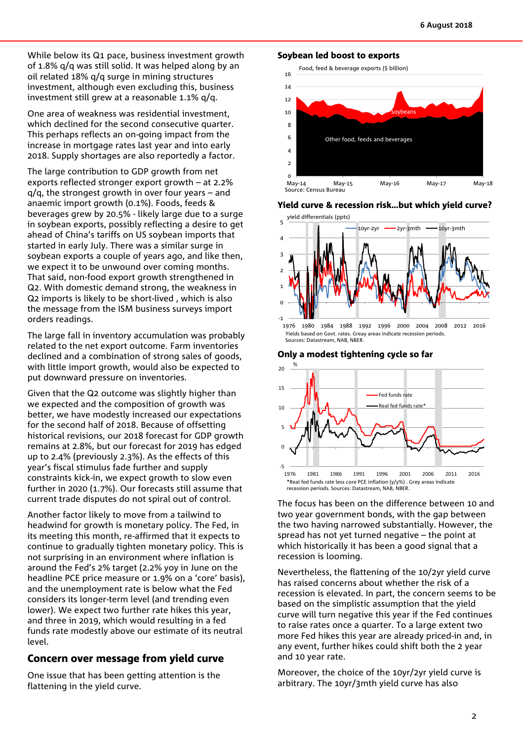While below its Q1 pace, business investment growth of 1.8% q/q was still solid. It was helped along by an oil related 18% q/q surge in mining structures investment, although even excluding this, business investment still grew at a reasonable 1.1% q/q.

One area of weakness was residential investment, which declined for the second consecutive quarter. This perhaps reflects an on-going impact from the increase in mortgage rates last year and into early 2018. Supply shortages are also reportedly a factor.

The large contribution to GDP growth from net exports reflected stronger export growth – at 2.2% q/q, the strongest growth in over four years – and anaemic import growth (0.1%). Foods, feeds & beverages grew by 20.5% - likely large due to a surge in soybean exports, possibly reflecting a desire to get ahead of China's tariffs on US soybean imports that started in early July. There was a similar surge in soybean exports a couple of years ago, and like then, we expect it to be unwound over coming months. That said, non-food export growth strengthened in Q2. With domestic demand strong, the weakness in Q2 imports is likely to be short-lived , which is also the message from the ISM business surveys import orders readings.

The large fall in inventory accumulation was probably related to the net export outcome. Farm inventories declined and a combination of strong sales of goods, with little import growth, would also be expected to put downward pressure on inventories.

Given that the Q2 outcome was slightly higher than we expected and the composition of growth was better, we have modestly increased our expectations for the second half of 2018. Because of offsetting historical revisions, our 2018 forecast for GDP growth remains at 2.8%, but our forecast for 2019 has edged up to 2.4% (previously 2.3%). As the effects of this year's fiscal stimulus fade further and supply constraints kick-in, we expect growth to slow even further in 2020 (1.7%). Our forecasts still assume that current trade disputes do not spiral out of control.

Another factor likely to move from a tailwind to headwind for growth is monetary policy. The Fed, in its meeting this month, re-affirmed that it expects to continue to gradually tighten monetary policy. This is not surprising in an environment where inflation is around the Fed's 2% target (2.2% yoy in June on the headline PCE price measure or 1.9% on a 'core' basis), and the unemployment rate is below what the Fed considers its longer-term level (and trending even lower). We expect two further rate hikes this year, and three in 2019, which would resulting in a fed funds rate modestly above our estimate of its neutral level.

## Concern over message from yield curve

One issue that has been getting attention is the flattening in the yield curve.

**Soybean led boost to exports**

Source: Census Bureau

**Yield curve & recession risk…but which yield curve?**

Yields based on Govt. rates. Grey areas indicate recession periods.
Sources: Datastream, NAB, NBER.

**Only a modest tightening cycle so far**

*Real fed funds rate less core PCE inflation (y/y%) . Grey areas indicate recession periods. Sources: Datastream, NAB, NBER.

The focus has been on the difference between 10 and two year government bonds, with the gap between the two having narrowed substantially. However, the spread has not yet turned negative – the point at which historically it has been a good signal that a recession is looming.

Nevertheless, the flattening of the 10/2yr yield curve has raised concerns about whether the risk of a recession is elevated. In part, the concern seems to be based on the simplistic assumption that the yield curve will turn negative this year if the Fed continues to raise rates once a quarter. To a large extent two more Fed hikes this year are already priced-in and, in any event, further hikes could shift both the 2 year and 10 year rate.

Moreover, the choice of the 10yr/2yr yield curve is arbitrary. The 10yr/3mth yield curve has also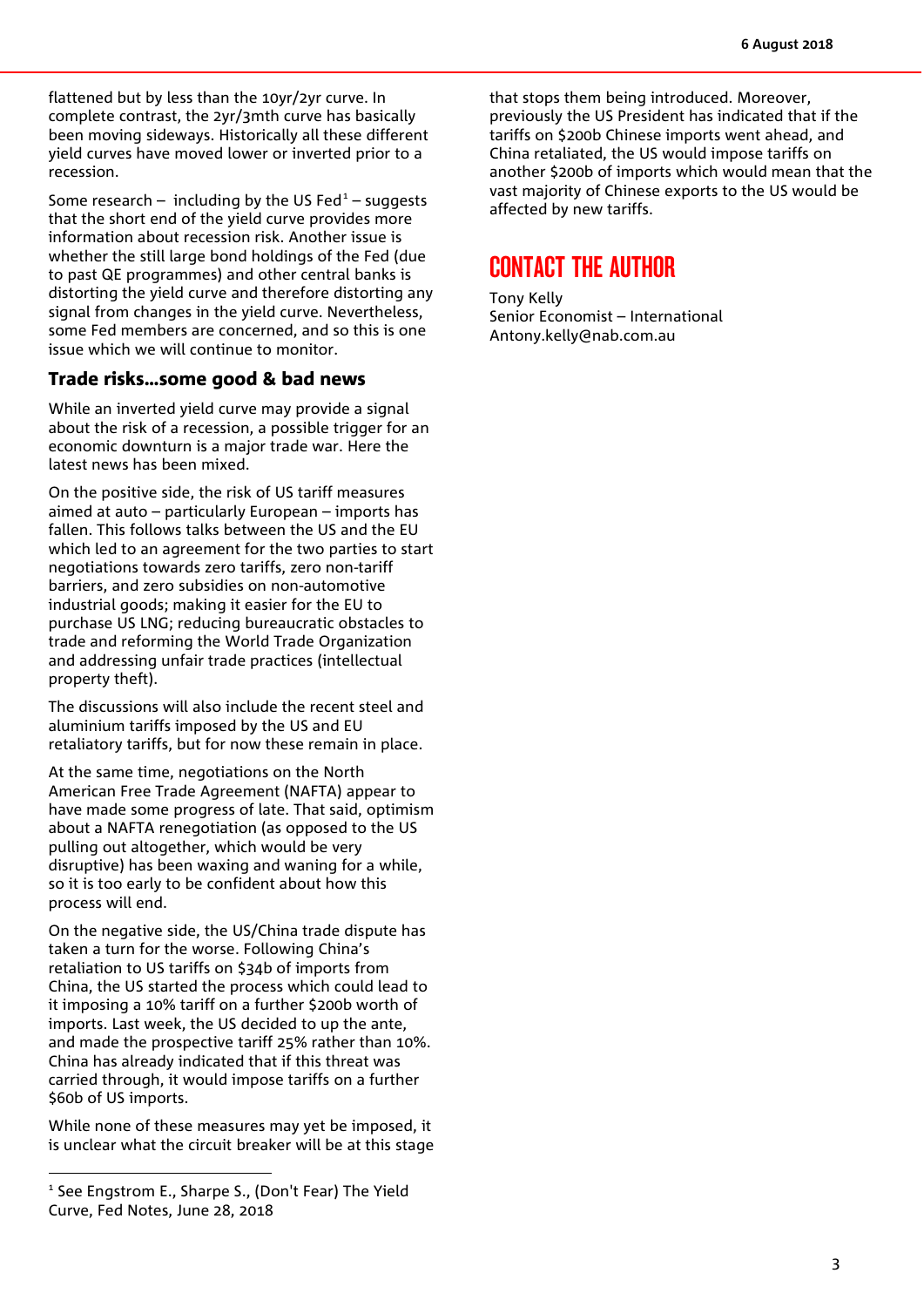flattened but by less than the 10yr/2yr curve. In complete contrast, the 2yr/3mth curve has basically been moving sideways. Historically all these different yield curves have moved lower or inverted prior to a recession.

Some research – including by the US Fed[1] – suggests that the short end of the yield curve provides more information about recession risk. Another issue is whether the still large bond holdings of the Fed (due to past QE programmes) and other central banks is distorting the yield curve and therefore distorting any signal from changes in the yield curve. Nevertheless, some Fed members are concerned, and so this is one issue which we will continue to monitor.

### Trade risks…some good & bad news

While an inverted yield curve may provide a signal about the risk of a recession, a possible trigger for an economic downturn is a major trade war. Here the latest news has been mixed.

On the positive side, the risk of US tariff measures aimed at auto – particularly European – imports has fallen. This follows talks between the US and the EU which led to an agreement for the two parties to start negotiations towards zero tariffs, zero non-tariff barriers, and zero subsidies on non-automotive industrial goods; making it easier for the EU to purchase US LNG; reducing bureaucratic obstacles to trade and reforming the World Trade Organization and addressing unfair trade practices (intellectual property theft).

The discussions will also include the recent steel and aluminium tariffs imposed by the US and EU retaliatory tariffs, but for now these remain in place.

At the same time, negotiations on the North American Free Trade Agreement (NAFTA) appear to have made some progress of late. That said, optimism about a NAFTA renegotiation (as opposed to the US pulling out altogether, which would be very disruptive) has been waxing and waning for a while, so it is too early to be confident about how this process will end.

On the negative side, the US/China trade dispute has taken a turn for the worse. Following China's retaliation to US tariffs on $34b of imports from China, the US started the process which could lead to it imposing a 10% tariff on a further $200b worth of imports. Last week, the US decided to up the ante, and made the prospective tariff 25% rather than 10%. China has already indicated that if this threat was carried through, it would impose tariffs on a further $60b of US imports.

While none of these measures may yet be imposed, it is unclear what the circuit breaker will be at this stage that stops them being introduced. Moreover, previously the US President has indicated that if the tariffs on $200b Chinese imports went ahead, and China retaliated, the US would impose tariffs on another $200b of imports which would mean that the vast majority of Chinese exports to the US would be affected by new tariffs.

## CONTACT THE AUTHOR

Tony Kelly
Senior Economist – International
Antony.kelly@nab.com.au

[1] See Engstrom E., Sharpe S., (Don't Fear) The Yield Curve, Fed Notes, June 28, 2018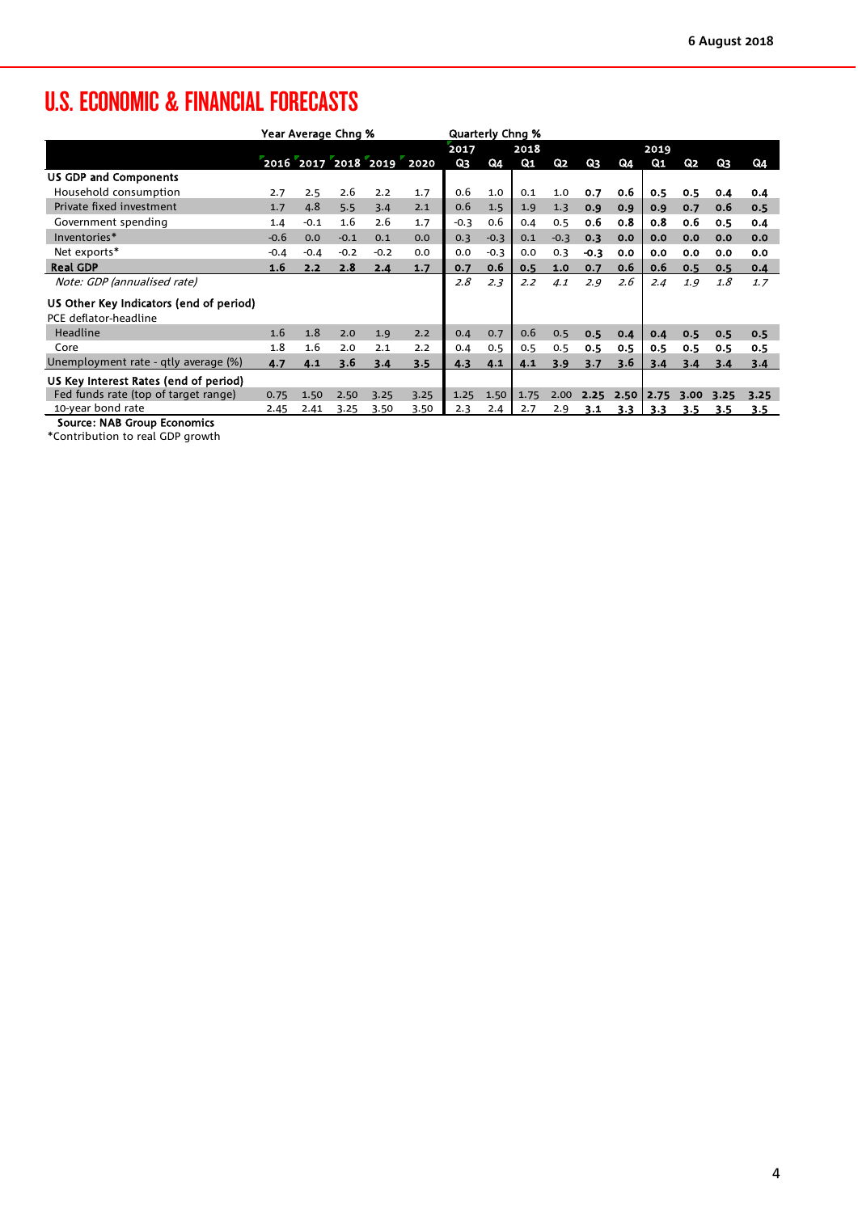## U.S. ECONOMIC & FINANCIAL FORECASTS

| | Year Average Chng % | | | | | Quarterly Chng % | | | | | | | | | |
|---|---|---|---|---|---|---|---|---|---|---|---|---|---|---|---|
| | | | | | | 2017 | | 2018 | | | | 2019 | | | |
| | 2016 | 2017 | 2018 | 2019 | 2020 | Q3 | Q4 | Q1 | Q2 | Q3 | Q4 | Q1 | Q2 | Q3 | Q4 |
| **US GDP and Components** | | | | | | | | | | | | | | | |
| Household consumption | 2.7 | 2.5 | 2.6 | 2.2 | 1.7 | 0.6 | 1.0 | 0.1 | 1.0 | 0.7 | 0.6 | 0.5 | 0.5 | 0.4 | 0.4 |
| Private fixed investment | 1.7 | 4.8 | 5.5 | 3.4 | 2.1 | 0.6 | 1.5 | 1.9 | 1.3 | 0.9 | 0.9 | 0.9 | 0.7 | 0.6 | 0.5 |
| Government spending | 1.4 | -0.1 | 1.6 | 2.6 | 1.7 | -0.3 | 0.6 | 0.4 | 0.5 | 0.6 | 0.8 | 0.8 | 0.6 | 0.5 | 0.4 |
| Inventories* | -0.6 | 0.0 | -0.1 | 0.1 | 0.0 | 0.3 | -0.3 | 0.1 | -0.3 | 0.3 | 0.0 | 0.0 | 0.0 | 0.0 | 0.0 |
| Net exports* | -0.4 | -0.4 | -0.2 | -0.2 | 0.0 | 0.0 | -0.3 | 0.0 | 0.3 | -0.3 | 0.0 | 0.0 | 0.0 | 0.0 | 0.0 |
| **Real GDP** | **1.6** | **2.2** | **2.8** | **2.4** | **1.7** | **0.7** | **0.6** | **0.5** | **1.0** | **0.7** | **0.6** | **0.6** | **0.5** | **0.5** | **0.4** |
| *Note: GDP (annualised rate)* | | | | | | *2.8* | *2.3* | *2.2* | *4.1* | *2.9* | *2.6* | *2.4* | *1.9* | *1.8* | *1.7* |
| **US Other Key Indicators (end of period)** | | | | | | | | | | | | | | | |
| PCE deflator-headline | | | | | | | | | | | | | | | |
| Headline | 1.6 | 1.8 | 2.0 | 1.9 | 2.2 | 0.4 | 0.7 | 0.6 | 0.5 | 0.5 | 0.4 | 0.4 | 0.5 | 0.5 | 0.5 |
| Core | 1.8 | 1.6 | 2.0 | 2.1 | 2.2 | 0.4 | 0.5 | 0.5 | 0.5 | 0.5 | 0.5 | 0.5 | 0.5 | 0.5 | 0.5 |
| Unemployment rate - qtly average (%) | 4.7 | 4.1 | 3.6 | 3.4 | 3.5 | 4.3 | 4.1 | 4.1 | 3.9 | 3.7 | 3.6 | 3.4 | 3.4 | 3.4 | 3.4 |
| **US Key Interest Rates (end of period)** | | | | | | | | | | | | | | | |
| Fed funds rate (top of target range) | 0.75 | 1.50 | 2.50 | 3.25 | 3.25 | 1.25 | 1.50 | 1.75 | 2.00 | 2.25 | 2.50 | 2.75 | 3.00 | 3.25 | 3.25 |
| 10-year bond rate | 2.45 | 2.41 | 3.25 | 3.50 | 3.50 | 2.3 | 2.4 | 2.7 | 2.9 | 3.1 | 3.3 | 3.3 | 3.5 | 3.5 | 3.5 |

**Source: NAB Group Economics**

*Contribution to real GDP growth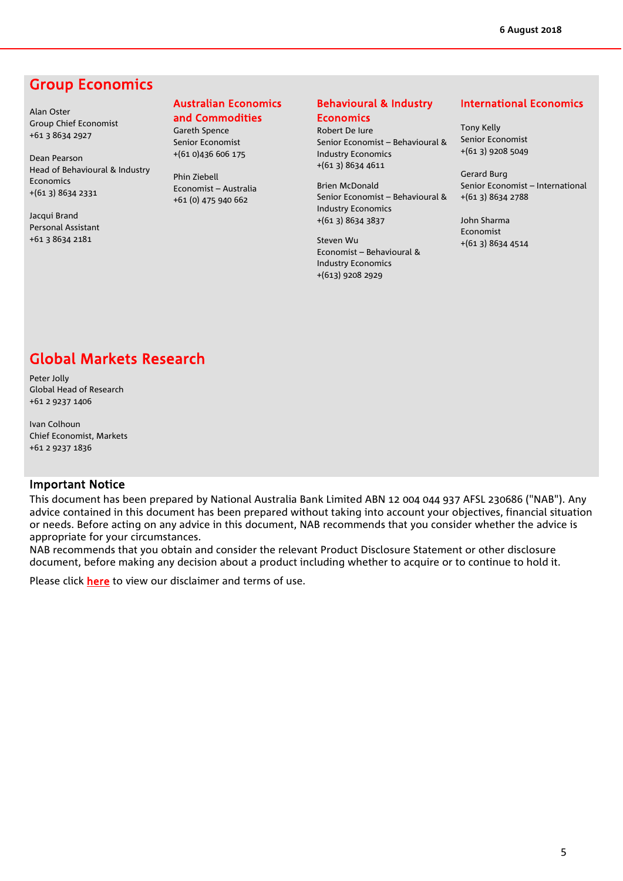## Group Economics

Alan Oster
Group Chief Economist
+61 3 8634 2927

Dean Pearson
Head of Behavioural & Industry Economics
+(61 3) 8634 2331

Jacqui Brand
Personal Assistant
+61 3 8634 2181

### Australian Economics and Commodities

Gareth Spence
Senior Economist
+(61 0)436 606 175

Phin Ziebell
Economist – Australia
+61 (0) 475 940 662

### Behavioural & Industry Economics

Robert De Iure
Senior Economist – Behavioural & Industry Economics
+(61 3) 8634 4611

Brien McDonald
Senior Economist – Behavioural & Industry Economics
+(61 3) 8634 3837

Steven Wu
Economist – Behavioural & Industry Economics
+(613) 9208 2929

### International Economics

Tony Kelly
Senior Economist
+(61 3) 9208 5049

Gerard Burg
Senior Economist – International
+(61 3) 8634 2788

John Sharma
Economist
+(61 3) 8634 4514

## Global Markets Research

Peter Jolly
Global Head of Research
+61 2 9237 1406

Ivan Colhoun
Chief Economist, Markets
+61 2 9237 1836

### Important Notice

This document has been prepared by National Australia Bank Limited ABN 12 004 044 937 AFSL 230686 ("NAB"). Any advice contained in this document has been prepared without taking into account your objectives, financial situation or needs. Before acting on any advice in this document, NAB recommends that you consider whether the advice is appropriate for your circumstances.
NAB recommends that you obtain and consider the relevant Product Disclosure Statement or other disclosure document, before making any decision about a product including whether to acquire or to continue to hold it.

Please click here to view our disclaimer and terms of use.